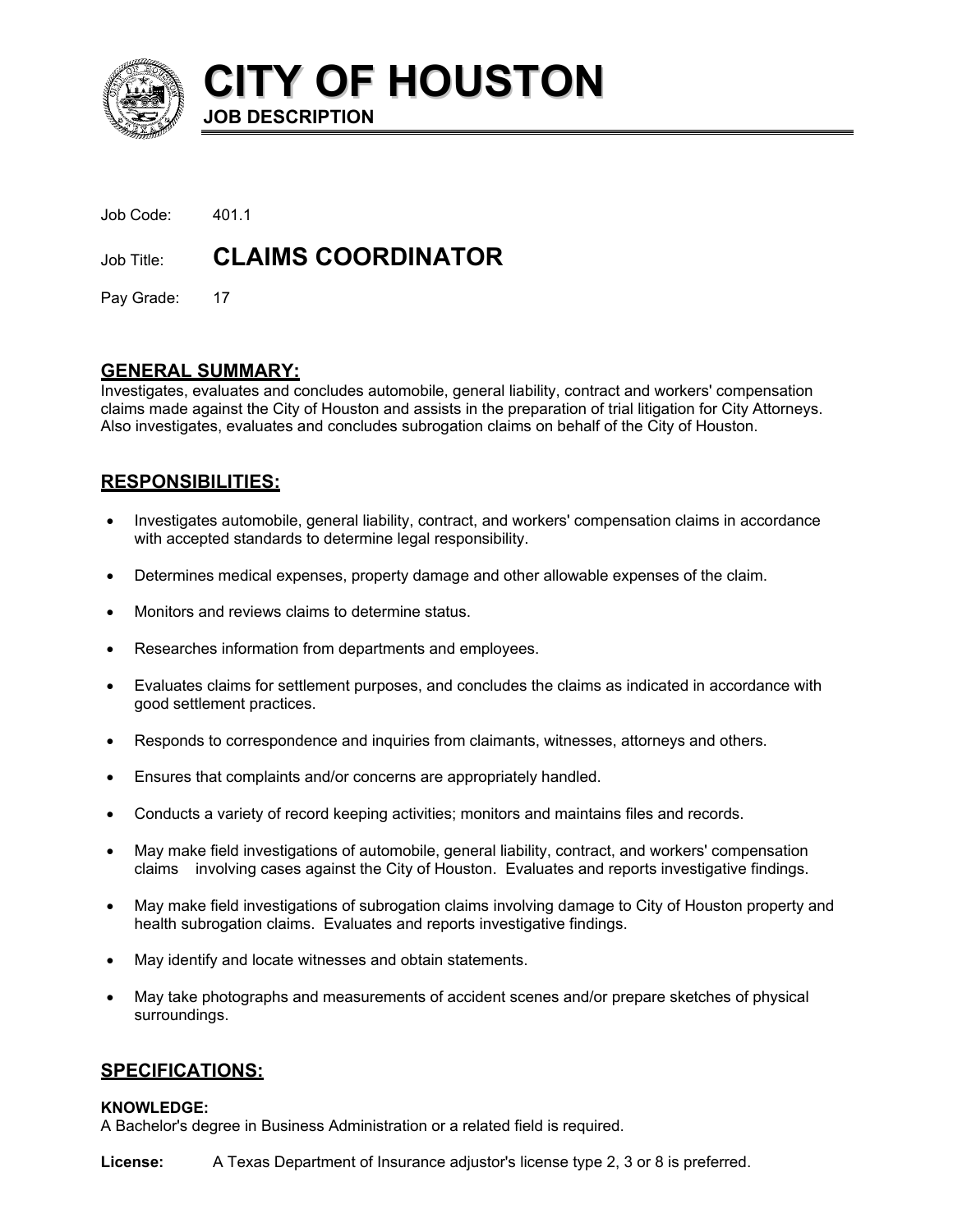# CITY OF HOUSTON

**JOB DESCRIPTION**

Job Code: 401.1

Job Title: **CLAIMS COORDINATOR**

Pay Grade: 17

## GENERAL SUMMARY:

Investigates, evaluates and concludes automobile, general liability, contract and workers' compensation claims made against the City of Houston and assists in the preparation of trial litigation for City Attorneys. Also investigates, evaluates and concludes subrogation claims on behalf of the City of Houston.

## RESPONSIBILITIES:

- Investigates automobile, general liability, contract, and workers' compensation claims in accordance with accepted standards to determine legal responsibility.
- Determines medical expenses, property damage and other allowable expenses of the claim.
- Monitors and reviews claims to determine status.
- Researches information from departments and employees.
- Evaluates claims for settlement purposes, and concludes the claims as indicated in accordance with good settlement practices.
- Responds to correspondence and inquiries from claimants, witnesses, attorneys and others.
- Ensures that complaints and/or concerns are appropriately handled.
- Conducts a variety of record keeping activities; monitors and maintains files and records.
- May make field investigations of automobile, general liability, contract, and workers' compensation claims involving cases against the City of Houston. Evaluates and reports investigative findings.
- May make field investigations of subrogation claims involving damage to City of Houston property and health subrogation claims. Evaluates and reports investigative findings.
- May identify and locate witnesses and obtain statements.
- May take photographs and measurements of accident scenes and/or prepare sketches of physical surroundings.

## SPECIFICATIONS:

**KNOWLEDGE:**

A Bachelor's degree in Business Administration or a related field is required.

**License:** A Texas Department of Insurance adjustor's license type 2, 3 or 8 is preferred.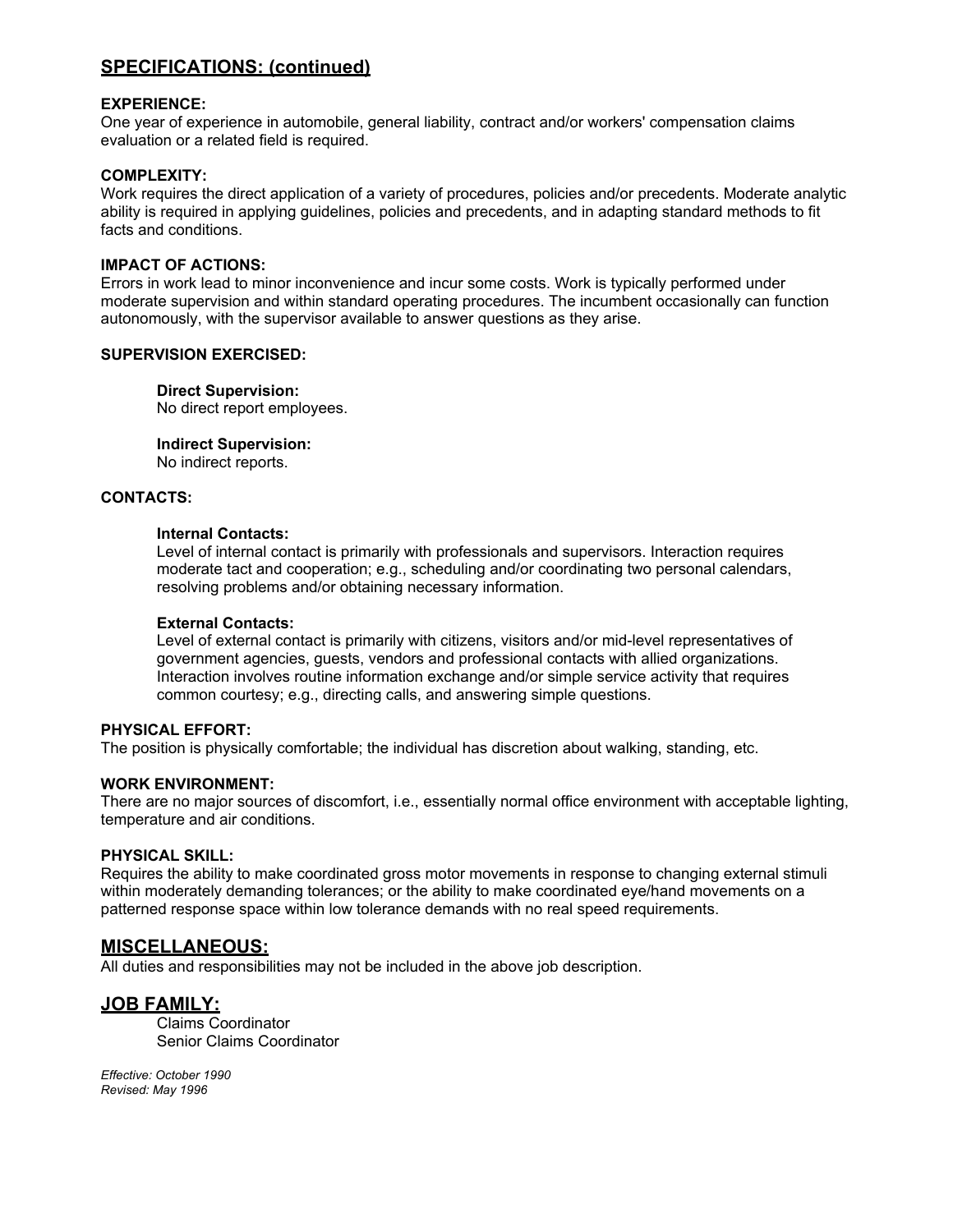## SPECIFICATIONS: (continued)

**EXPERIENCE:**
One year of experience in automobile, general liability, contract and/or workers' compensation claims evaluation or a related field is required.

**COMPLEXITY:**
Work requires the direct application of a variety of procedures, policies and/or precedents. Moderate analytic ability is required in applying guidelines, policies and precedents, and in adapting standard methods to fit facts and conditions.

**IMPACT OF ACTIONS:**
Errors in work lead to minor inconvenience and incur some costs. Work is typically performed under moderate supervision and within standard operating procedures. The incumbent occasionally can function autonomously, with the supervisor available to answer questions as they arise.

**SUPERVISION EXERCISED:**

**Direct Supervision:**
No direct report employees.

**Indirect Supervision:**
No indirect reports.

**CONTACTS:**

**Internal Contacts:**
Level of internal contact is primarily with professionals and supervisors. Interaction requires moderate tact and cooperation; e.g., scheduling and/or coordinating two personal calendars, resolving problems and/or obtaining necessary information.

**External Contacts:**
Level of external contact is primarily with citizens, visitors and/or mid-level representatives of government agencies, guests, vendors and professional contacts with allied organizations. Interaction involves routine information exchange and/or simple service activity that requires common courtesy; e.g., directing calls, and answering simple questions.

**PHYSICAL EFFORT:**
The position is physically comfortable; the individual has discretion about walking, standing, etc.

**WORK ENVIRONMENT:**
There are no major sources of discomfort, i.e., essentially normal office environment with acceptable lighting, temperature and air conditions.

**PHYSICAL SKILL:**
Requires the ability to make coordinated gross motor movements in response to changing external stimuli within moderately demanding tolerances; or the ability to make coordinated eye/hand movements on a patterned response space within low tolerance demands with no real speed requirements.

## MISCELLANEOUS:

All duties and responsibilities may not be included in the above job description.

## JOB FAMILY:

Claims Coordinator
Senior Claims Coordinator

*Effective: October 1990*
*Revised: May 1996*